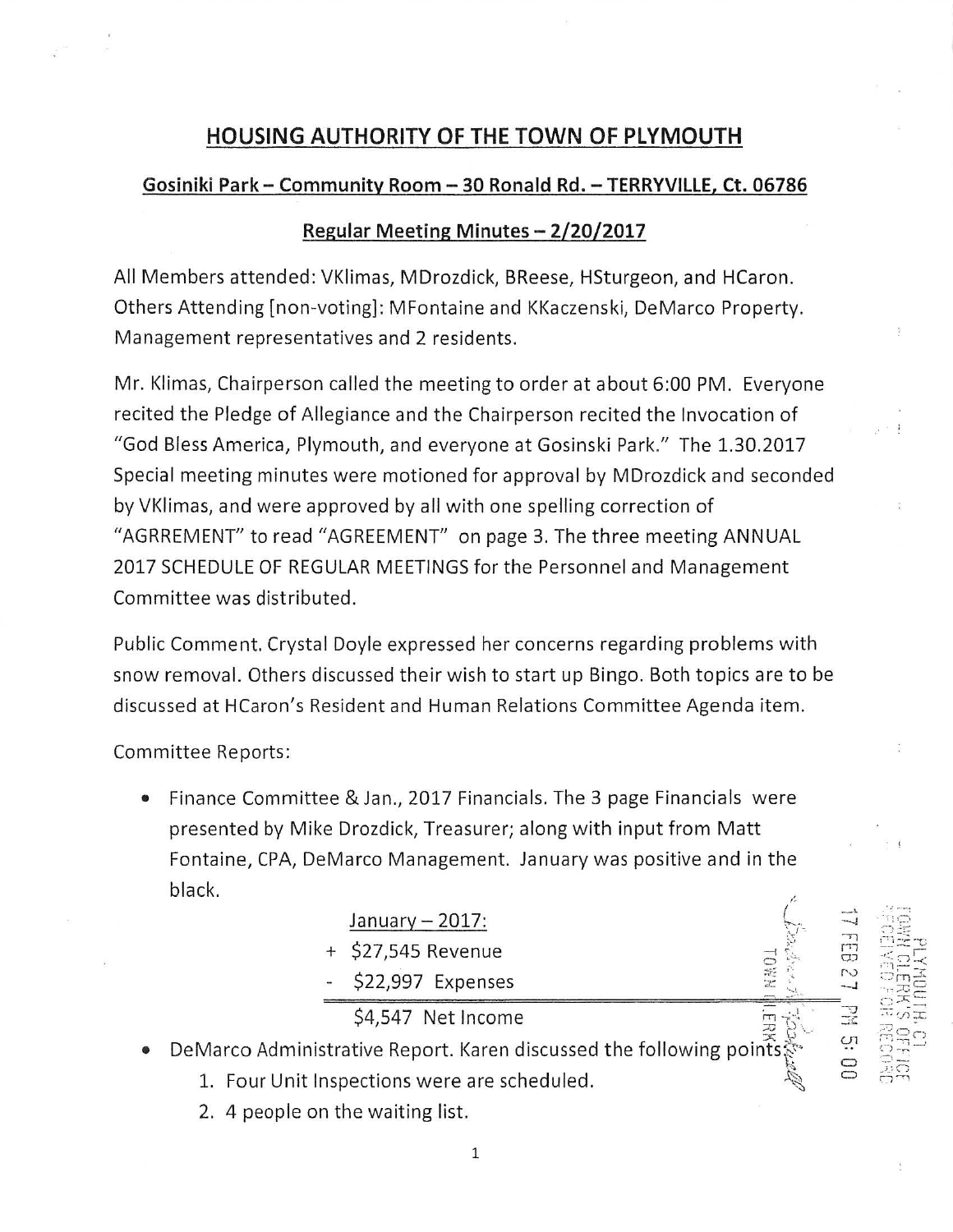# HOUSING AUTHORITY OF THE TOWN OF PLYMOUTH

## Gosiniki Park – Community Room – 30 Ronald Rd. – TERRYVILLE, Ct. 06786

### Regular Meeting Minutes – 2/20/2017

All Members attended: VKlimas, MDrozdick, BReese, HSturgeon, and HCaron. Others Attending [non-voting]: MFontaine and KKaczenski, DeMarco Property. Management representatives and 2 residents.

Mr. Klimas, Chairperson called the meeting to order at about 6:00 PM. Everyone recited the Pledge of Allegiance and the Chairperson recited the Invocation of "God Bless America, Plymouth, and everyone at Gosinski Park." The 1.30.2017 Special meeting minutes were motioned for approval by MDrozdick and seconded by VKlimas, and were approved by all with one spelling correction of "AGRREMENT" to read "AGREEMENT" on page 3. The three meeting ANNUAL 2017 SCHEDULE OF REGULAR MEETINGS for the Personnel and Management Committee was distributed.

Public Comment. Crystal Doyle expressed her concerns regarding problems with snow removal. Others discussed their wish to start up Bingo. Both topics are to be discussed at HCaron's Resident and Human Relations Committee Agenda item.

Committee Reports:

- Finance Committee & Jan., 2017 Financials. The 3 page Financials were presented by Mike Drozdick, Treasurer; along with input from Matt Fontaine, CPA, DeMarco Management. January was positive and in the black.

  January – 2017:
  
  \+ $27,545 Revenue
  
  \- $22,997 Expenses
  
  $4,547 Net Income

- DeMarco Administrative Report. Karen discussed the following points:
  1. Four Unit Inspections were are scheduled.
  2. 4 people on the waiting list.

PLYMOUTH, CT
TOWN CLERK'S OFFICE
RECEIVED FOR RECORD
17 FEB 27 PM 5:00
TOWN CLERK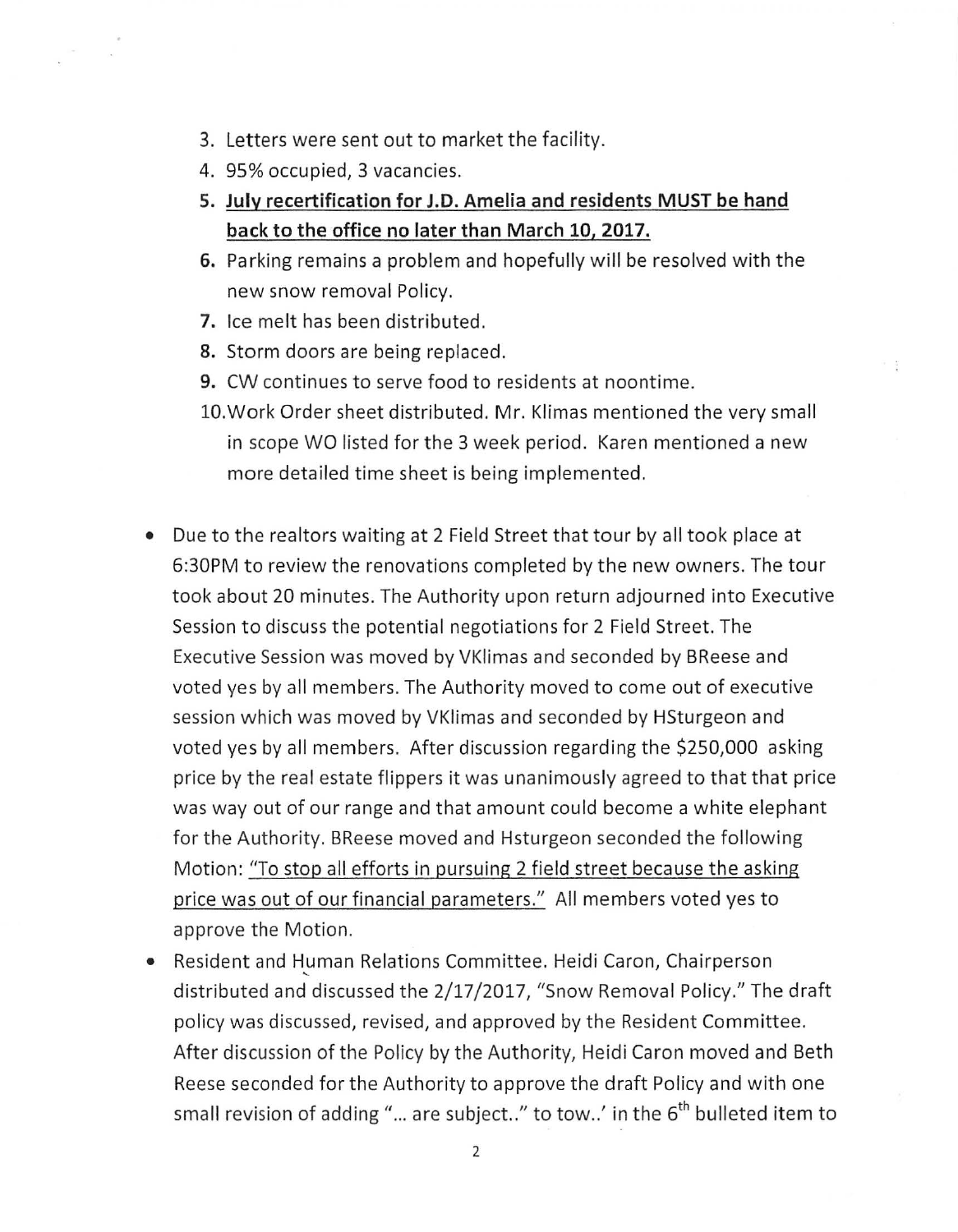3. Letters were sent out to market the facility.
4. 95% occupied, 3 vacancies.
5. **<u>July recertification for J.D. Amelia and residents MUST be hand back to the office no later than March 10, 2017.</u>**
6. Parking remains a problem and hopefully will be resolved with the new snow removal Policy.
7. Ice melt has been distributed.
8. Storm doors are being replaced.
9. CW continues to serve food to residents at noontime.
10. Work Order sheet distributed. Mr. Klimas mentioned the very small in scope WO listed for the 3 week period. Karen mentioned a new more detailed time sheet is being implemented.

- Due to the realtors waiting at 2 Field Street that tour by all took place at 6:30PM to review the renovations completed by the new owners. The tour took about 20 minutes. The Authority upon return adjourned into Executive Session to discuss the potential negotiations for 2 Field Street. The Executive Session was moved by VKlimas and seconded by BReese and voted yes by all members. The Authority moved to come out of executive session which was moved by VKlimas and seconded by HSturgeon and voted yes by all members. After discussion regarding the $250,000 asking price by the real estate flippers it was unanimously agreed to that that price was way out of our range and that amount could become a white elephant for the Authority. BReese moved and Hsturgeon seconded the following Motion: <u>"To stop all efforts in pursuing 2 field street because the asking price was out of our financial parameters."</u> All members voted yes to approve the Motion.
- Resident and Human Relations Committee. Heidi Caron, Chairperson distributed and discussed the 2/17/2017, "Snow Removal Policy." The draft policy was discussed, revised, and approved by the Resident Committee. After discussion of the Policy by the Authority, Heidi Caron moved and Beth Reese seconded for the Authority to approve the draft Policy and with one small revision of adding "... are subject.." to tow..' in the 6th bulleted item to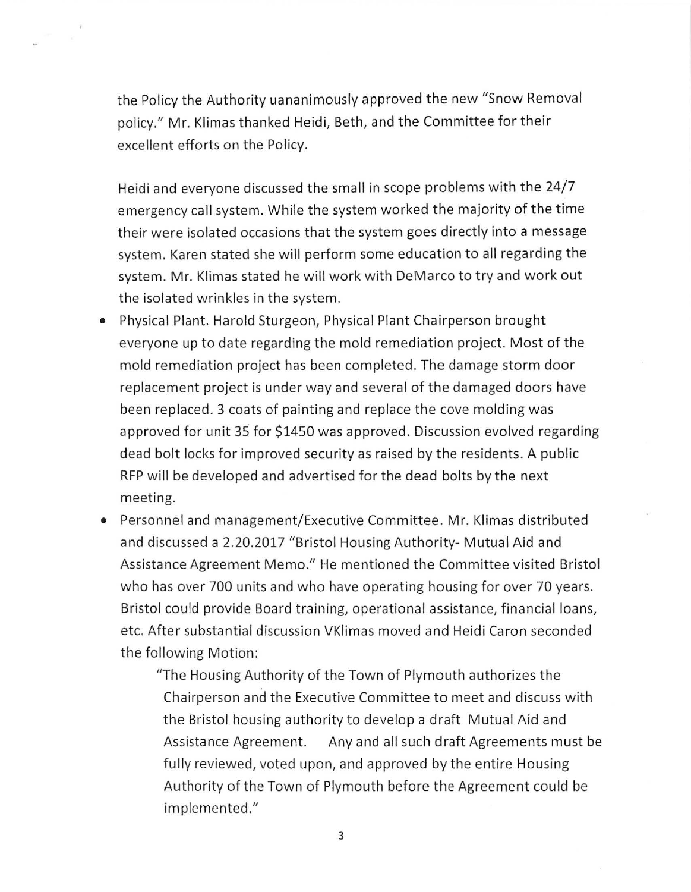the Policy the Authority uananimously approved the new "Snow Removal policy." Mr. Klimas thanked Heidi, Beth, and the Committee for their excellent efforts on the Policy.

Heidi and everyone discussed the small in scope problems with the 24/7 emergency call system. While the system worked the majority of the time their were isolated occasions that the system goes directly into a message system. Karen stated she will perform some education to all regarding the system. Mr. Klimas stated he will work with DeMarco to try and work out the isolated wrinkles in the system.

- Physical Plant. Harold Sturgeon, Physical Plant Chairperson brought everyone up to date regarding the mold remediation project. Most of the mold remediation project has been completed. The damage storm door replacement project is under way and several of the damaged doors have been replaced. 3 coats of painting and replace the cove molding was approved for unit 35 for $1450 was approved. Discussion evolved regarding dead bolt locks for improved security as raised by the residents. A public RFP will be developed and advertised for the dead bolts by the next meeting.
- Personnel and management/Executive Committee. Mr. Klimas distributed and discussed a 2.20.2017 "Bristol Housing Authority- Mutual Aid and Assistance Agreement Memo." He mentioned the Committee visited Bristol who has over 700 units and who have operating housing for over 70 years. Bristol could provide Board training, operational assistance, financial loans, etc. After substantial discussion VKlimas moved and Heidi Caron seconded the following Motion:

  "The Housing Authority of the Town of Plymouth authorizes the Chairperson and the Executive Committee to meet and discuss with the Bristol housing authority to develop a draft Mutual Aid and Assistance Agreement. Any and all such draft Agreements must be fully reviewed, voted upon, and approved by the entire Housing Authority of the Town of Plymouth before the Agreement could be implemented."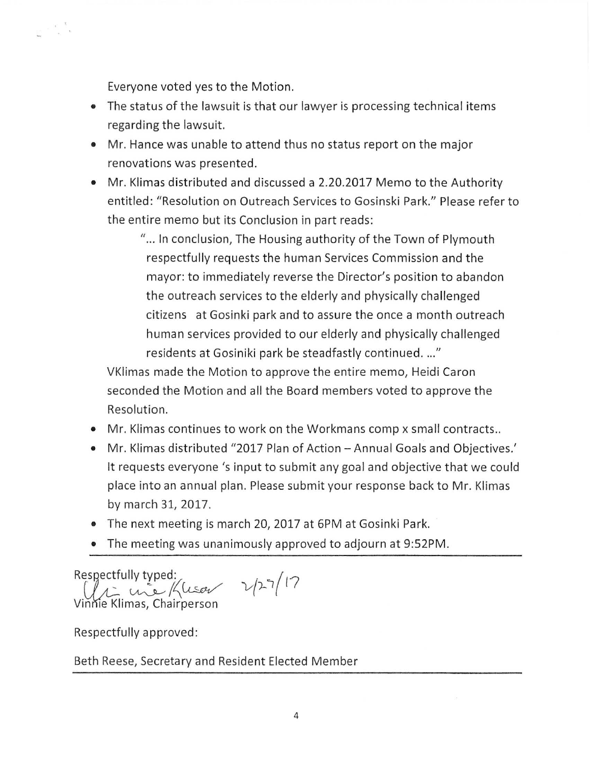Everyone voted yes to the Motion.

- The status of the lawsuit is that our lawyer is processing technical items regarding the lawsuit.
- Mr. Hance was unable to attend thus no status report on the major renovations was presented.
- Mr. Klimas distributed and discussed a 2.20.2017 Memo to the Authority entitled: "Resolution on Outreach Services to Gosinski Park." Please refer to the entire memo but its Conclusion in part reads:

  > "... In conclusion, The Housing authority of the Town of Plymouth respectfully requests the human Services Commission and the mayor: to immediately reverse the Director's position to abandon the outreach services to the elderly and physically challenged citizens at Gosinki park and to assure the once a month outreach human services provided to our elderly and physically challenged residents at Gosiniki park be steadfastly continued. ..."

  VKlimas made the Motion to approve the entire memo, Heidi Caron seconded the Motion and all the Board members voted to approve the Resolution.
- Mr. Klimas continues to work on the Workmans comp x small contracts..
- Mr. Klimas distributed "2017 Plan of Action – Annual Goals and Objectives.' It requests everyone 's input to submit any goal and objective that we could place into an annual plan. Please submit your response back to Mr. Klimas by march 31, 2017.
- The next meeting is march 20, 2017 at 6PM at Gosinki Park.
- The meeting was unanimously approved to adjourn at 9:52PM.

---

Respectfully typed: Vinnie Klimas 2/27/17

Vinnie Klimas, Chairperson

Respectfully approved:

Beth Reese, Secretary and Resident Elected Member